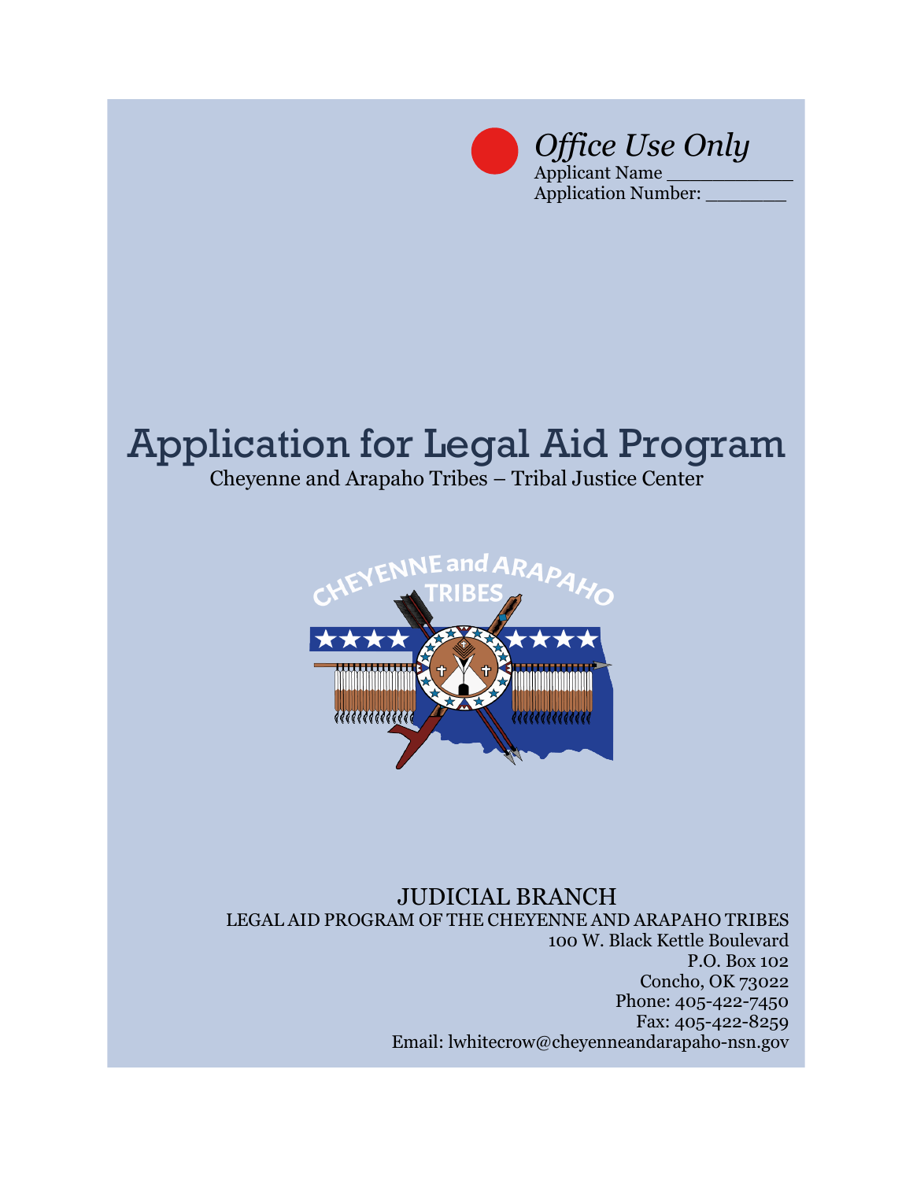*Office Use Only*

Applicant Name ___________

Application Number: _______

# Application for Legal Aid Program

Cheyenne and Arapaho Tribes – Tribal Justice Center

CHEYENNE and ARAPAHO TRIBES

JUDICIAL BRANCH

LEGAL AID PROGRAM OF THE CHEYENNE AND ARAPAHO TRIBES

100 W. Black Kettle Boulevard

P.O. Box 102

Concho, OK 73022

Phone: 405-422-7450

Fax: 405-422-8259

Email: lwhitecrow@cheyenneandarapaho-nsn.gov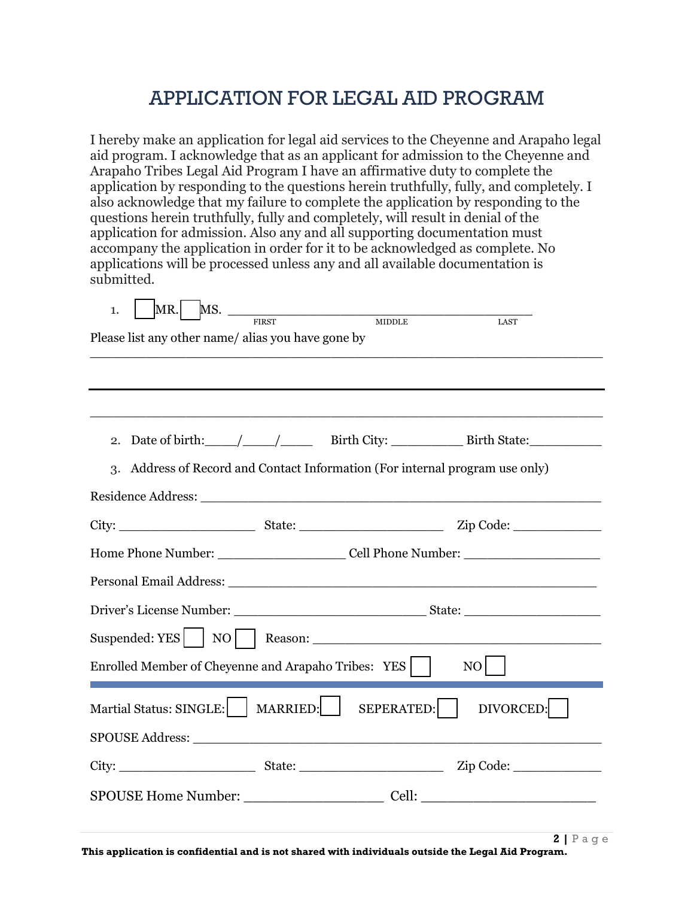# APPLICATION FOR LEGAL AID PROGRAM

I hereby make an application for legal aid services to the Cheyenne and Arapaho legal aid program. I acknowledge that as an applicant for admission to the Cheyenne and Arapaho Tribes Legal Aid Program I have an affirmative duty to complete the application by responding to the questions herein truthfully, fully, and completely. I also acknowledge that my failure to complete the application by responding to the questions herein truthfully, fully and completely, will result in denial of the application for admission. Also any and all supporting documentation must accompany the application in order for it to be acknowledged as complete. No applications will be processed unless any and all available documentation is submitted.

1. ☐ MR. ☐ MS. ______________________________________
FIRST MIDDLE LAST

Please list any other name/ alias you have gone by

______________________________________________________________

---

______________________________________________________________

2. Date of birth:____/____/_____ Birth City: __________ Birth State:__________

3. Address of Record and Contact Information (For internal program use only)

Residence Address: ______________________________________________________

City: __________________ State: ____________________ Zip Code: ____________

Home Phone Number: _________________ Cell Phone Number: __________________

Personal Email Address: __________________________________________________

Driver's License Number: _________________________ State: __________________

Suspended: YES ☐ NO ☐ Reason: ________________________________________

Enrolled Member of Cheyenne and Arapaho Tribes: YES ☐ NO ☐

---

Martial Status: SINGLE: ☐ MARRIED: ☐ SEPERATED: ☐ DIVORCED: ☐

SPOUSE Address: ________________________________________________________

City: __________________ State: ____________________ Zip Code: ____________

SPOUSE Home Number: __________________ Cell: ______________________

**This application is confidential and is not shared with individuals outside the Legal Aid Program.**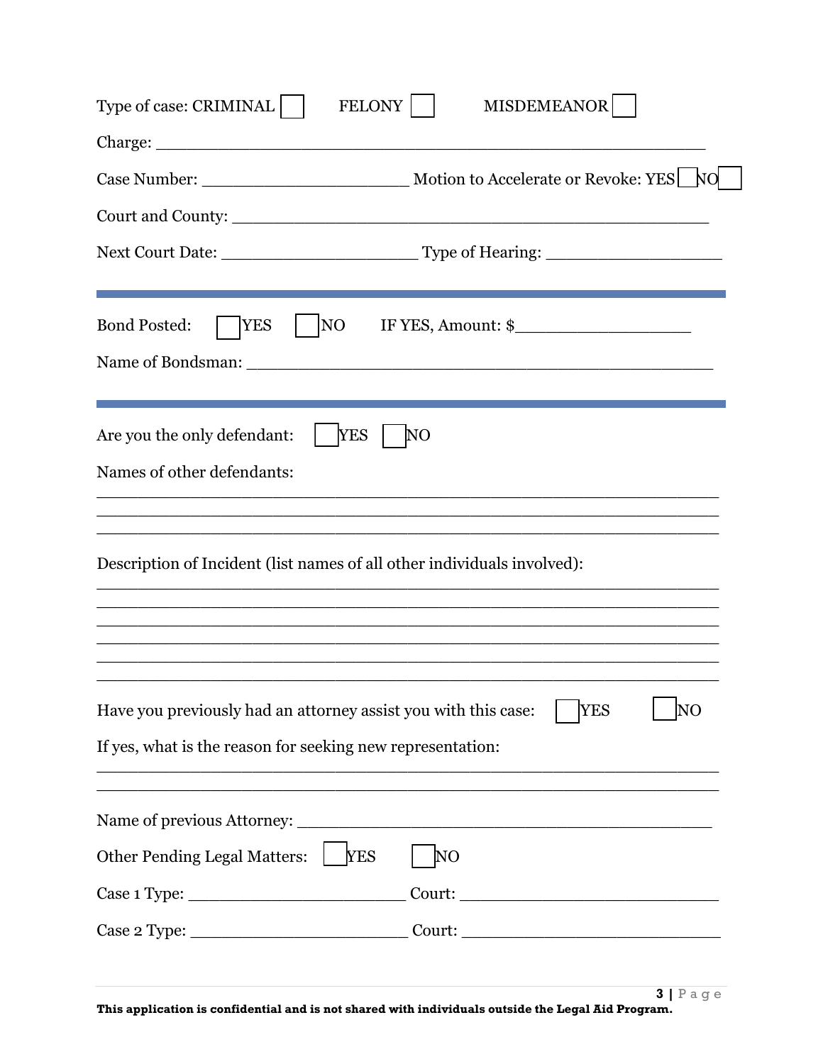Type of case: CRIMINAL ☐ FELONY ☐ MISDEMEANOR ☐

Charge: ______________________________________________________

Case Number: ____________________ Motion to Accelerate or Revoke: YES ☐ NO ☐

Court and County: _______________________________________________

Next Court Date: ___________________ Type of Hearing: _________________

---

Bond Posted: ☐ YES ☐ NO IF YES, Amount: $_________________

Name of Bondsman: ______________________________________________

---

Are you the only defendant: ☐ YES ☐ NO

Names of other defendants:

_____________________________________________________________
_____________________________________________________________
_____________________________________________________________

Description of Incident (list names of all other individuals involved):

_____________________________________________________________
_____________________________________________________________
_____________________________________________________________
_____________________________________________________________
_____________________________________________________________
_____________________________________________________________

Have you previously had an attorney assist you with this case: ☐ YES ☐ NO

If yes, what is the reason for seeking new representation:

_____________________________________________________________
_____________________________________________________________

Name of previous Attorney: ________________________________________

Other Pending Legal Matters: ☐ YES ☐ NO

Case 1 Type: ______________________ Court: __________________________

Case 2 Type: ______________________ Court: __________________________

**This application is confidential and is not shared with individuals outside the Legal Aid Program.**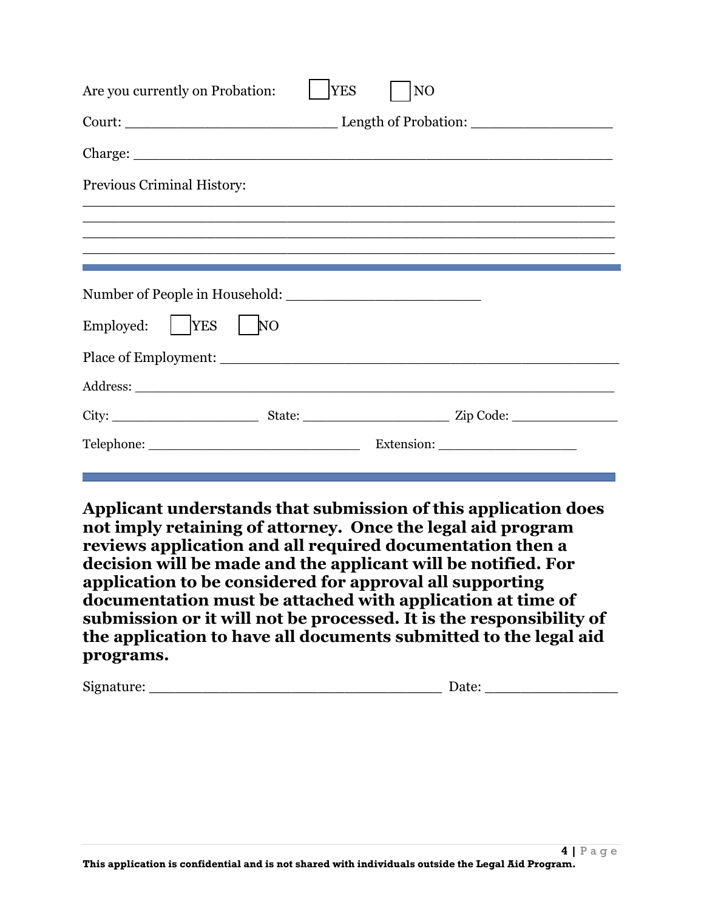Are you currently on Probation: ☐ YES ☐ NO

Court: ___________________________ Length of Probation: __________________

Charge: ____________________________________________________________

Previous Criminal History:

____________________________________________________________________
____________________________________________________________________
____________________________________________________________________
____________________________________________________________________

---

Number of People in Household: _________________________

Employed: ☐ YES ☐ NO

Place of Employment: ______________________________________________

Address: ___________________________________________________________

City: ____________________ State: ____________________ Zip Code: _______________

Telephone: ____________________________ Extension: ___________________

---

**Applicant understands that submission of this application does not imply retaining of attorney. Once the legal aid program reviews application and all required documentation then a decision will be made and the applicant will be notified. For application to be considered for approval all supporting documentation must be attached with application at time of submission or it will not be processed. It is the responsibility of the application to have all documents submitted to the legal aid programs.**

Signature: ______________________________________ Date: _________________

**This application is confidential and is not shared with individuals outside the Legal Aid Program.**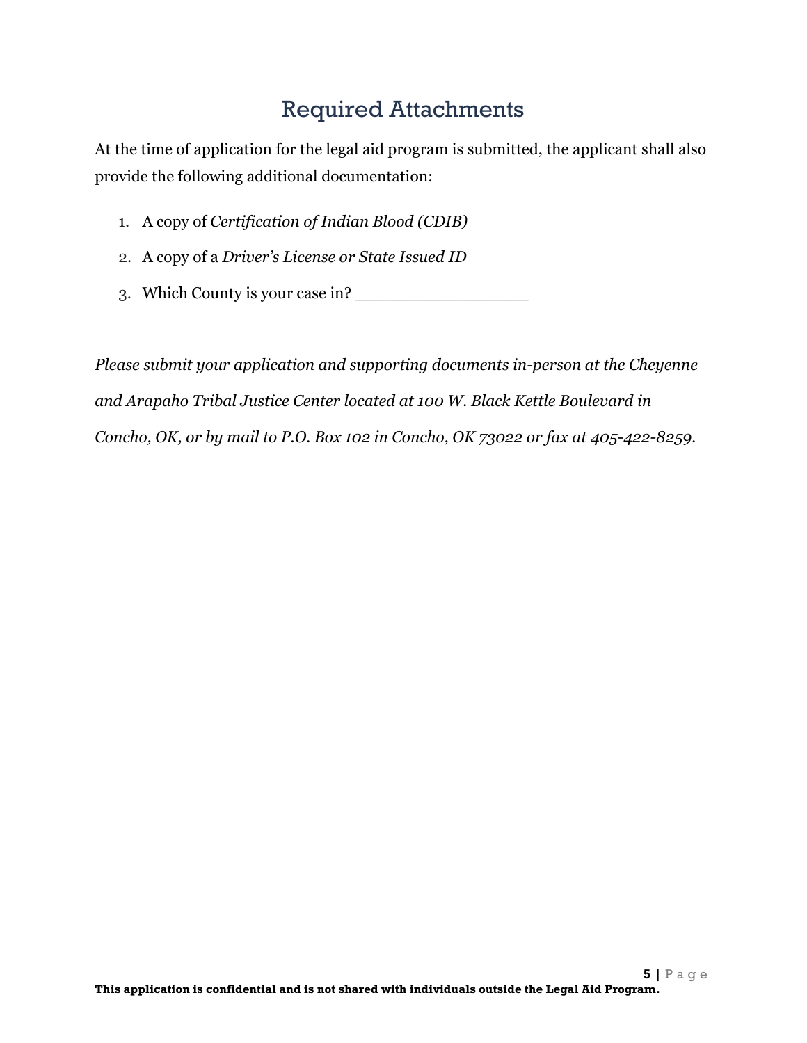# Required Attachments

At the time of application for the legal aid program is submitted, the applicant shall also provide the following additional documentation:

1. A copy of *Certification of Indian Blood (CDIB)*
2. A copy of a *Driver's License or State Issued ID*
3. Which County is your case in? ___________________

*Please submit your application and supporting documents in-person at the Cheyenne and Arapaho Tribal Justice Center located at 100 W. Black Kettle Boulevard in Concho, OK, or by mail to P.O. Box 102 in Concho, OK 73022 or fax at 405-422-8259.*

**This application is confidential and is not shared with individuals outside the Legal Aid Program.**